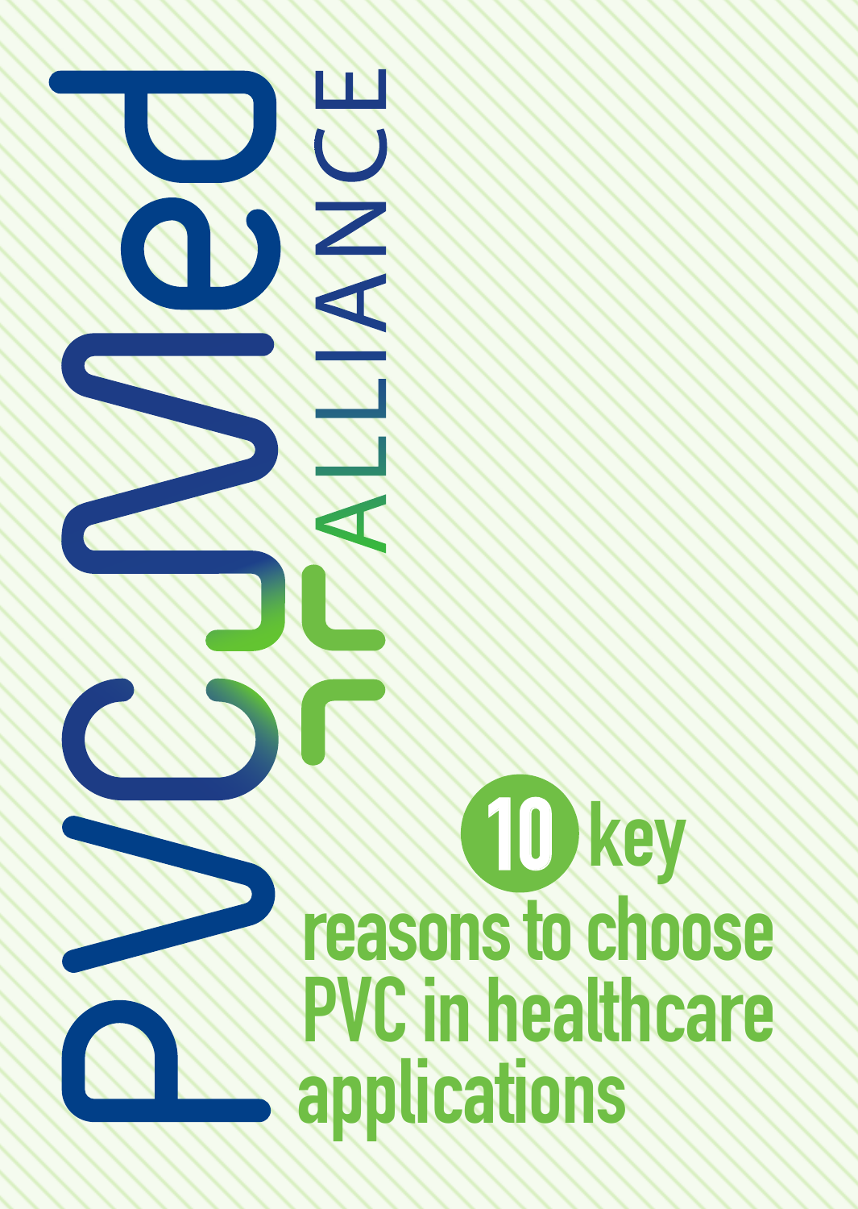PVCMed ALLIANCE

# 10 key reasons to choose PVC in healthcare applications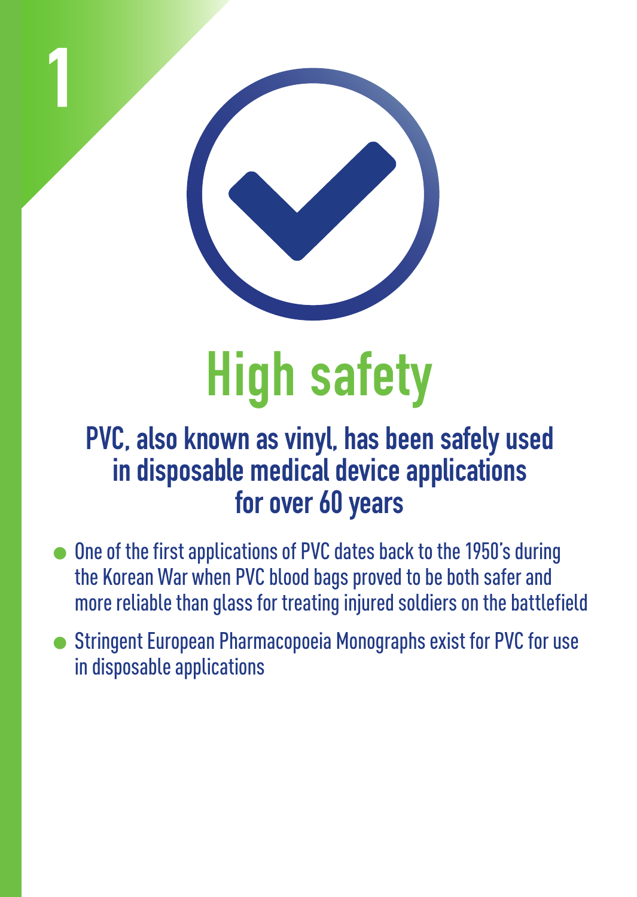1

# High safety

## PVC, also known as vinyl, has been safely used in disposable medical device applications for over 60 years

- One of the first applications of PVC dates back to the 1950's during the Korean War when PVC blood bags proved to be both safer and more reliable than glass for treating injured soldiers on the battlefield
- Stringent European Pharmacopoeia Monographs exist for PVC for use in disposable applications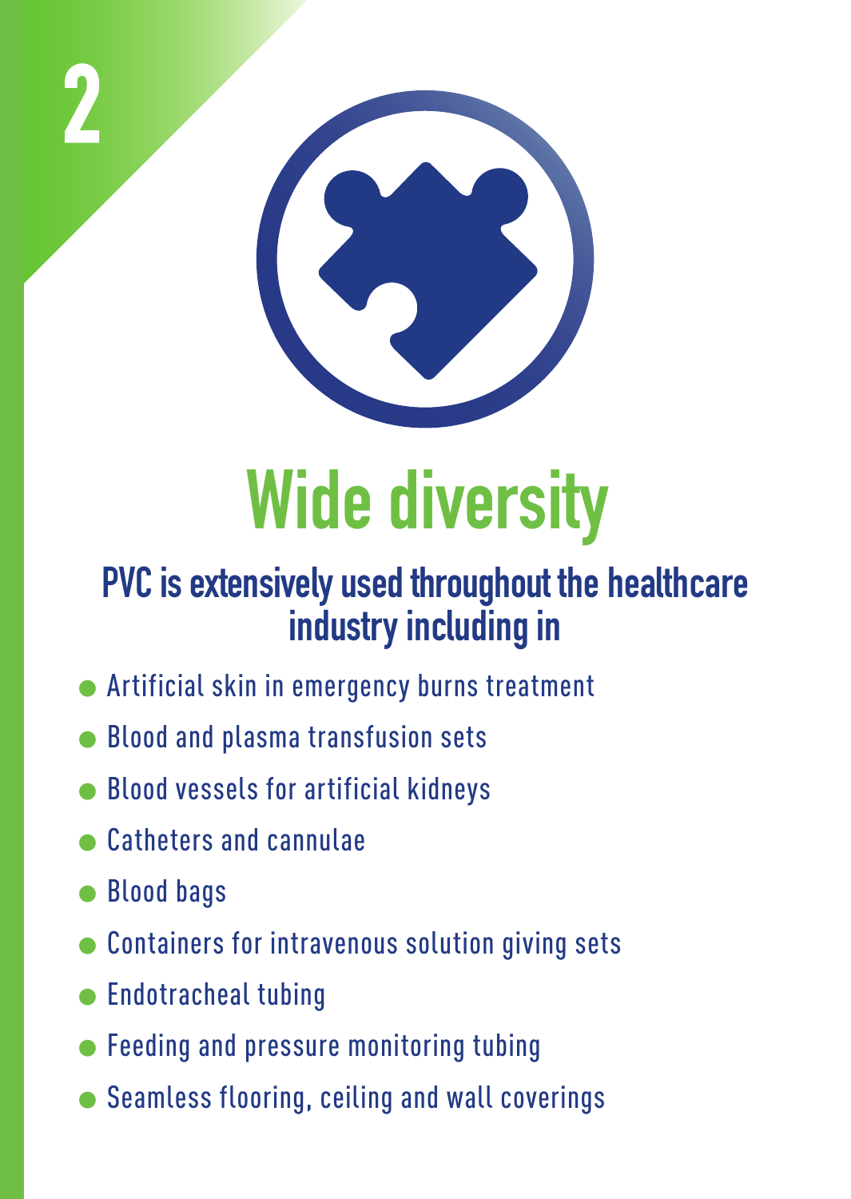2

# Wide diversity

## PVC is extensively used throughout the healthcare industry including in

- Artificial skin in emergency burns treatment
- Blood and plasma transfusion sets
- Blood vessels for artificial kidneys
- Catheters and cannulae
- Blood bags
- Containers for intravenous solution giving sets
- Endotracheal tubing
- Feeding and pressure monitoring tubing
- Seamless flooring, ceiling and wall coverings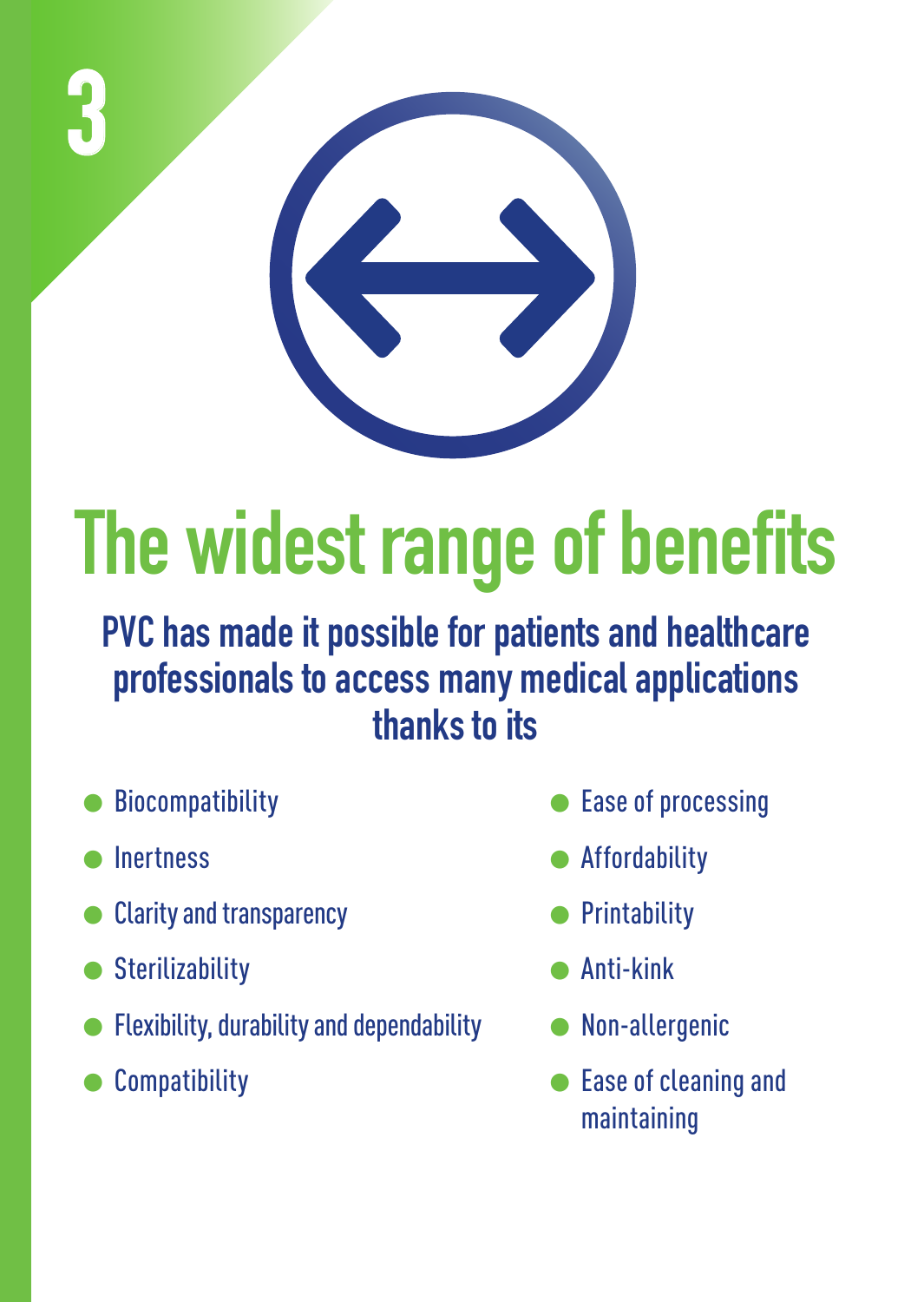3

# The widest range of benefits

**PVC has made it possible for patients and healthcare professionals to access many medical applications thanks to its**

- Biocompatibility
- Inertness
- Clarity and transparency
- Sterilizability
- Flexibility, durability and dependability
- Compatibility
- Ease of processing
- Affordability
- Printability
- Anti-kink
- Non-allergenic
- Ease of cleaning and maintaining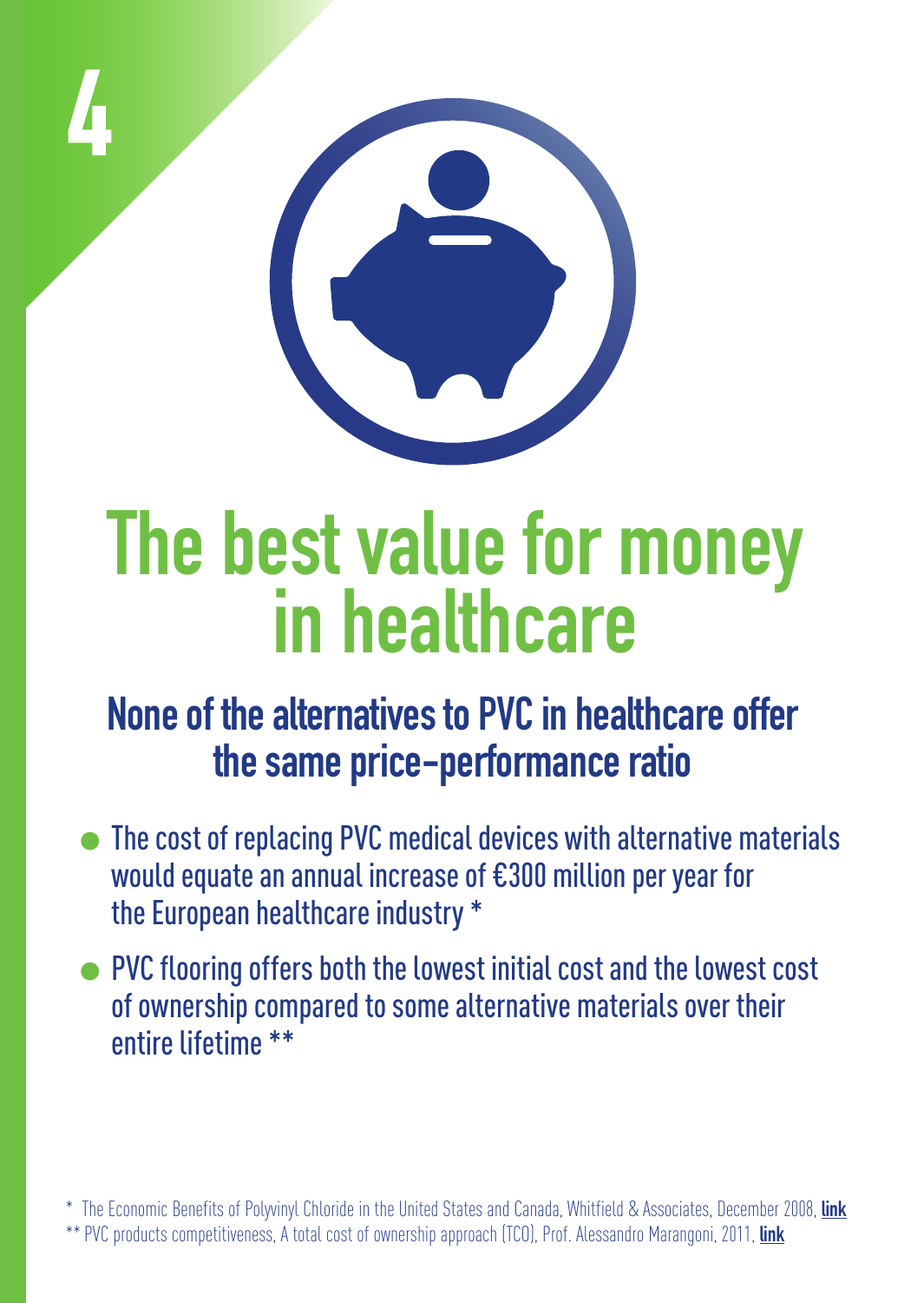4

# The best value for money in healthcare

## None of the alternatives to PVC in healthcare offer the same price-performance ratio

- The cost of replacing PVC medical devices with alternative materials would equate an annual increase of €300 million per year for the European healthcare industry *
- PVC flooring offers both the lowest initial cost and the lowest cost of ownership compared to some alternative materials over their entire lifetime **

\* The Economic Benefits of Polyvinyl Chloride in the United States and Canada, Whitfield & Associates, December 2008, **link**

\** PVC products competitiveness, A total cost of ownership approach (TCO), Prof. Alessandro Marangoni, 2011, **link**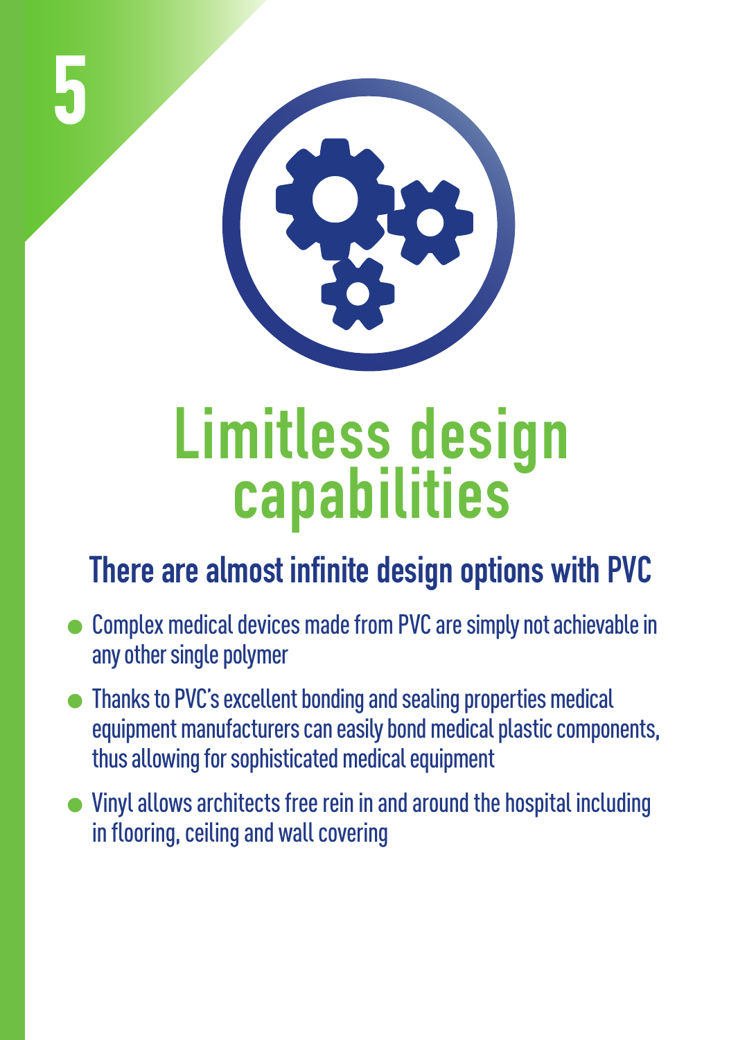5

# Limitless design capabilities

## There are almost infinite design options with PVC

- Complex medical devices made from PVC are simply not achievable in any other single polymer
- Thanks to PVC's excellent bonding and sealing properties medical equipment manufacturers can easily bond medical plastic components, thus allowing for sophisticated medical equipment
- Vinyl allows architects free rein in and around the hospital including in flooring, ceiling and wall covering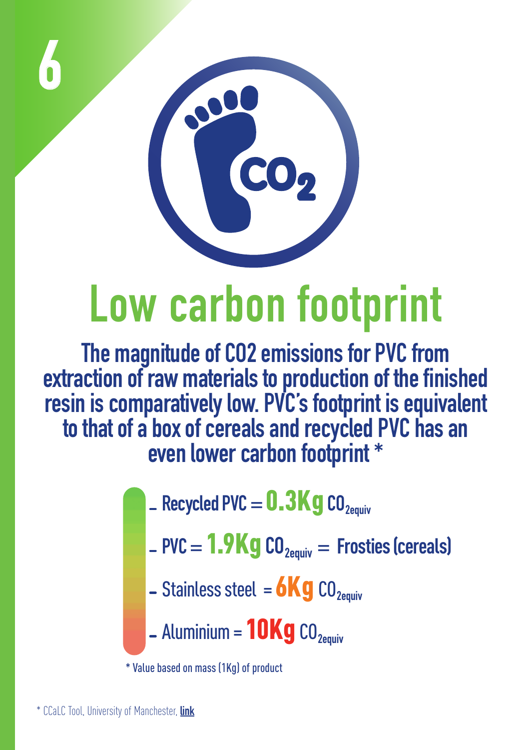6

# Low carbon footprint

**The magnitude of $CO_2$ emissions for PVC from extraction of raw materials to production of the finished resin is comparatively low. PVC's footprint is equivalent to that of a box of cereals and recycled PVC has an even lower carbon footprint ***

- Recycled PVC = **0.3Kg** $CO_{2equiv}$
- PVC = **1.9Kg** $CO_{2equiv}$ = Frosties (cereals)
- Stainless steel = **6Kg** $CO_{2equiv}$
- Aluminium = **10Kg** $CO_{2equiv}$

* Value based on mass (1Kg) of product

* CCaLC Tool, University of Manchester, link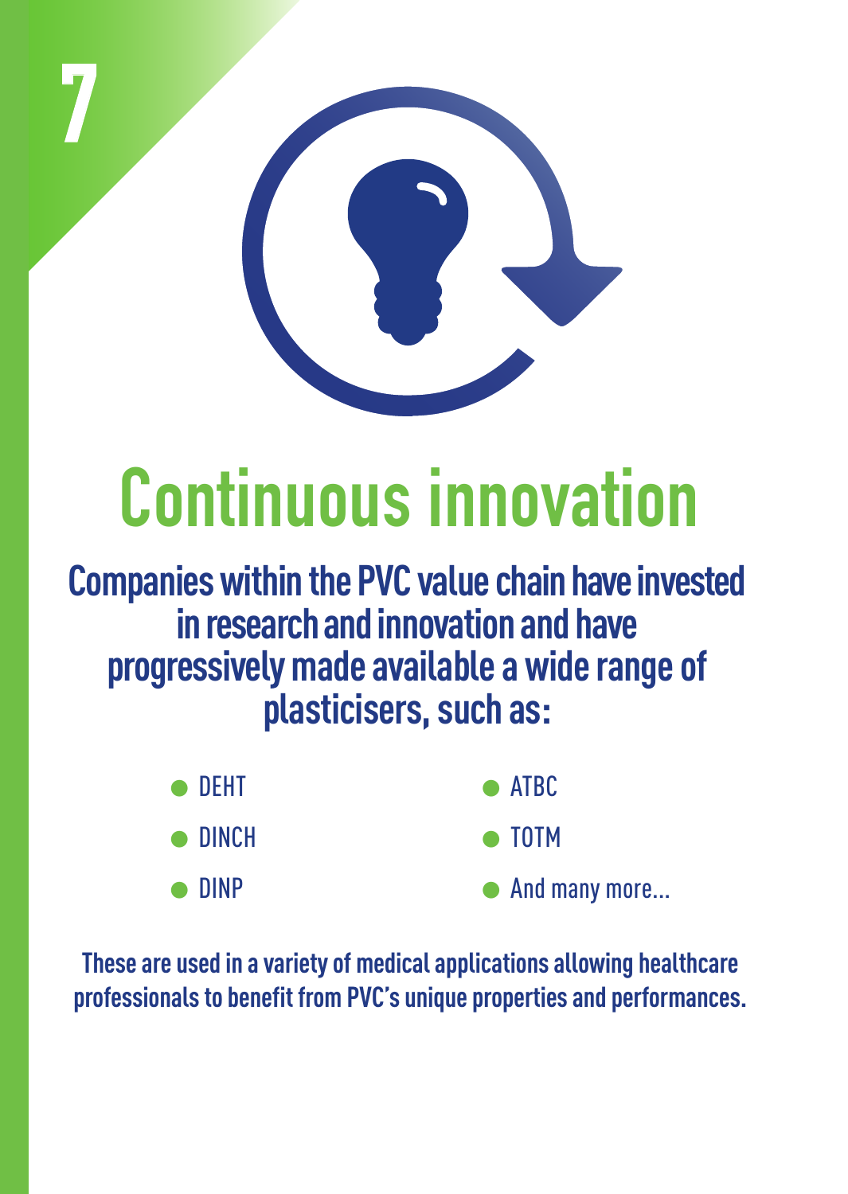7

# Continuous innovation

**Companies within the PVC value chain have invested in research and innovation and have progressively made available a wide range of plasticisers, such as:**

- DEHT
- DINCH
- DINP
- ATBC
- TOTM
- And many more...

**These are used in a variety of medical applications allowing healthcare professionals to benefit from PVC's unique properties and performances.**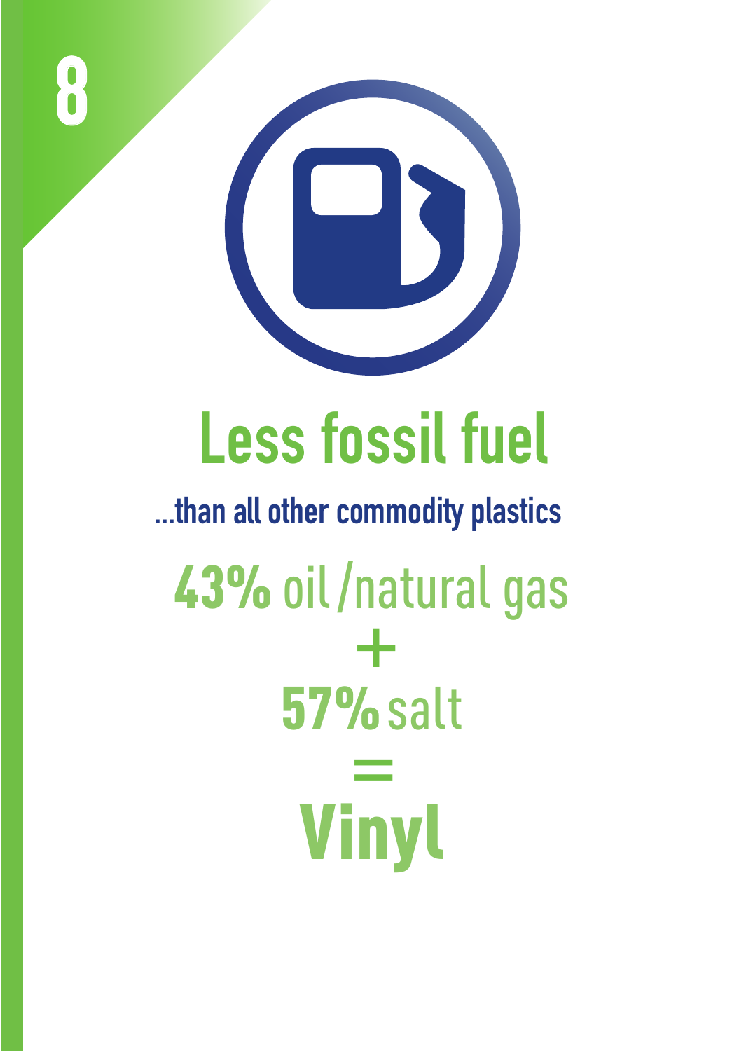8

# Less fossil fuel

**...than all other commodity plastics**

**43%** oil /natural gas

+

**57%** salt

=

# Vinyl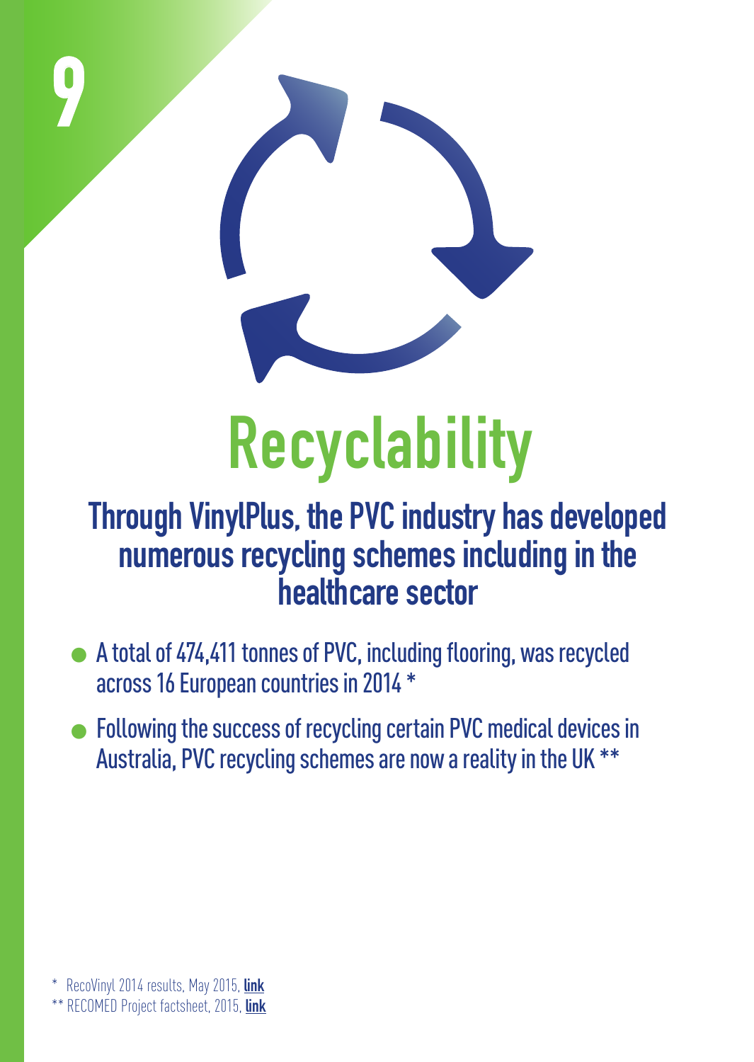9

# Recyclability

## Through VinylPlus, the PVC industry has developed numerous recycling schemes including in the healthcare sector

- A total of 474,411 tonnes of PVC, including flooring, was recycled across 16 European countries in 2014 *
- Following the success of recycling certain PVC medical devices in Australia, PVC recycling schemes are now a reality in the UK **

\* RecoVinyl 2014 results, May 2015, **link**
\*\* RECOMED Project factsheet, 2015, **link**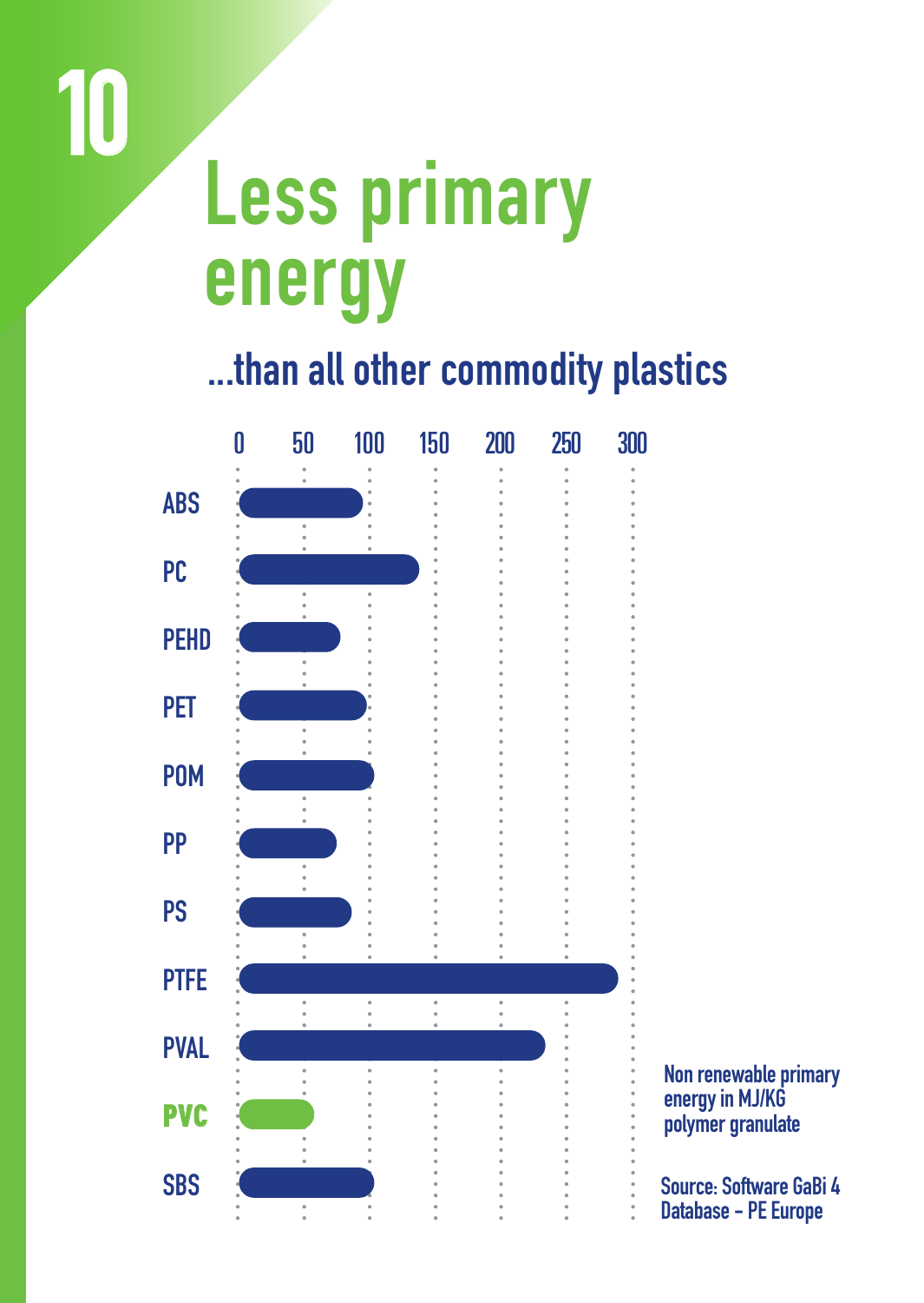10

# Less primary energy

## ...than all other commodity plastics

| Polymer | Non renewable primary energy in MJ/KG polymer granulate |
|---|---|
| ABS | ~95 |
| PC | ~138 |
| PEHD | ~78 |
| PET | ~98 |
| POM | ~103 |
| PP | ~75 |
| PS | ~87 |
| PTFE | ~290 |
| PVAL | ~235 |
| **PVC** | ~58 |
| SBS | ~103 |

Non renewable primary energy in MJ/KG polymer granulate

Source: Software GaBi 4 Database - PE Europe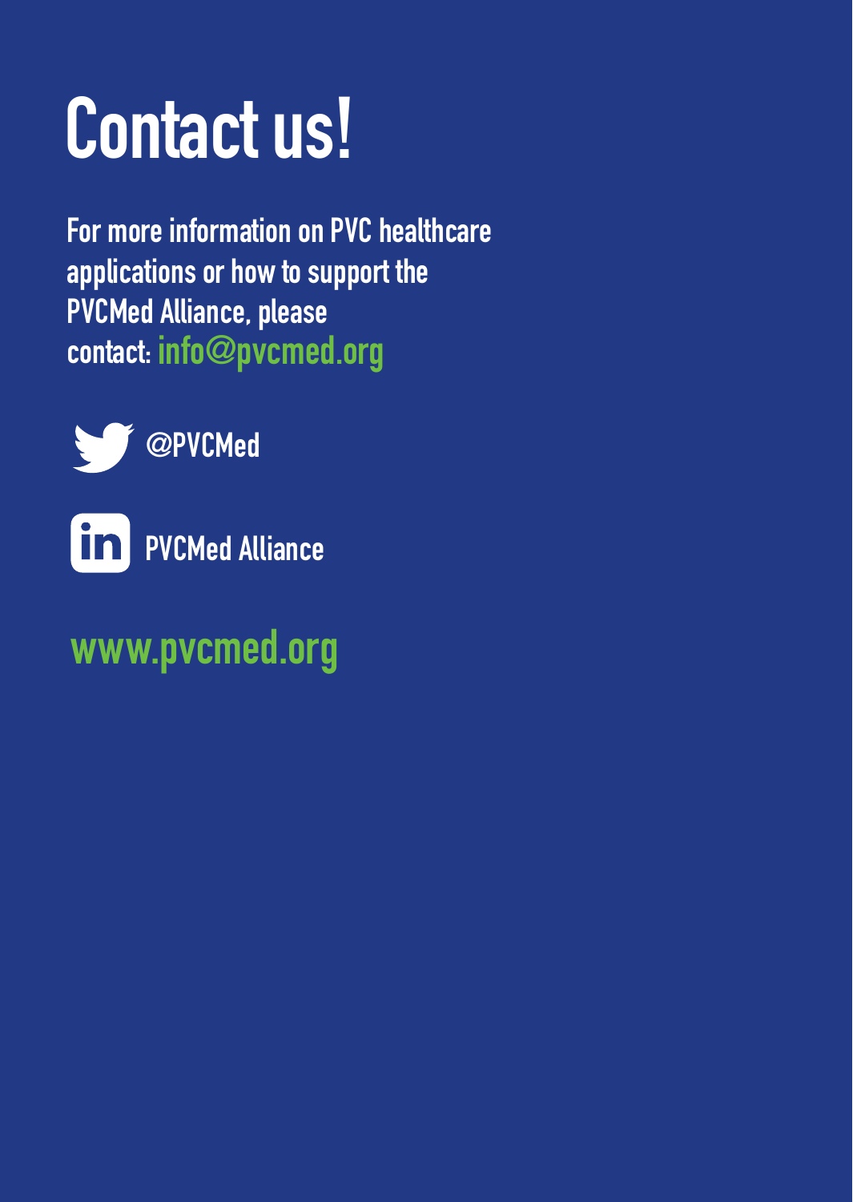# Contact us!

**For more information on PVC healthcare applications or how to support the PVCMed Alliance, please contact: info@pvcmed.org**

**@PVCMed**

**PVCMed Alliance**

**www.pvcmed.org**